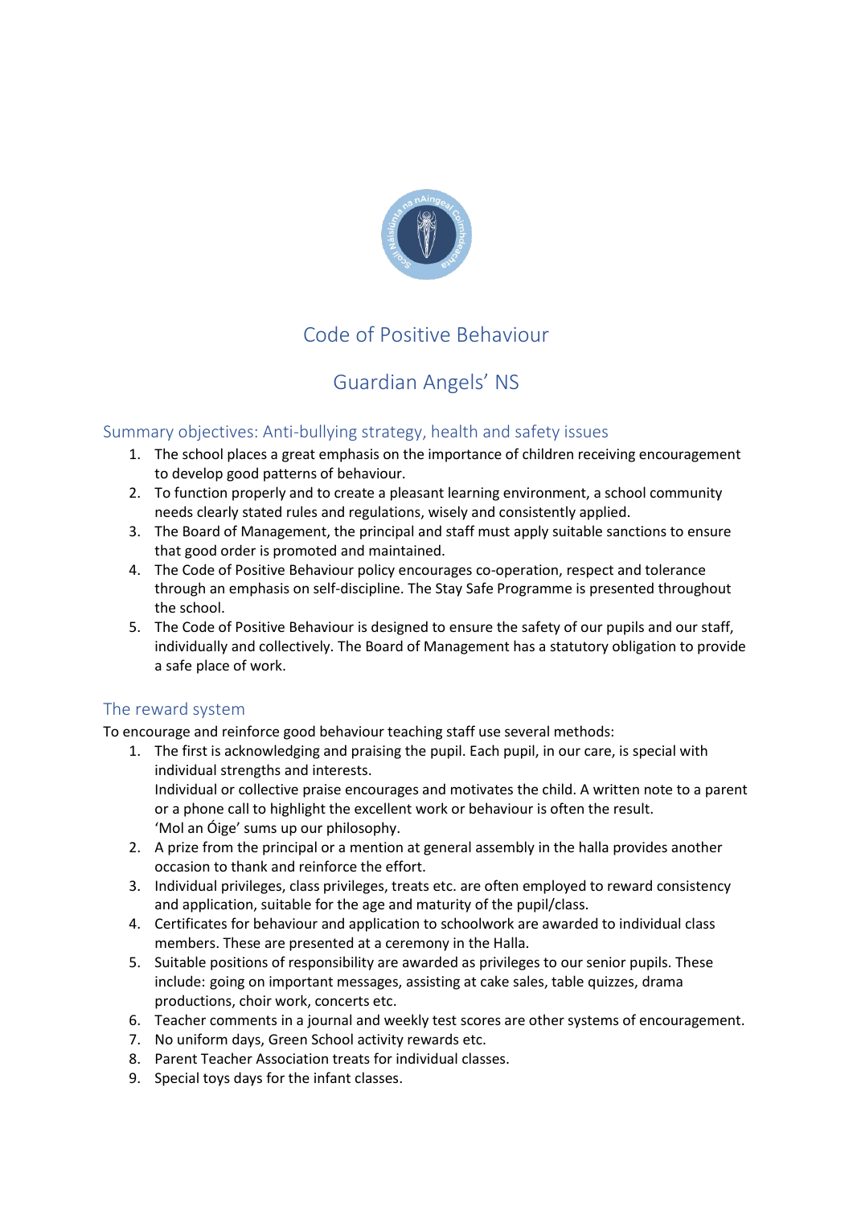# Code of Positive Behaviour

# Guardian Angels' NS

## Summary objectives: Anti-bullying strategy, health and safety issues

1. The school places a great emphasis on the importance of children receiving encouragement to develop good patterns of behaviour.
2. To function properly and to create a pleasant learning environment, a school community needs clearly stated rules and regulations, wisely and consistently applied.
3. The Board of Management, the principal and staff must apply suitable sanctions to ensure that good order is promoted and maintained.
4. The Code of Positive Behaviour policy encourages co-operation, respect and tolerance through an emphasis on self-discipline. The Stay Safe Programme is presented throughout the school.
5. The Code of Positive Behaviour is designed to ensure the safety of our pupils and our staff, individually and collectively. The Board of Management has a statutory obligation to provide a safe place of work.

## The reward system

To encourage and reinforce good behaviour teaching staff use several methods:

1. The first is acknowledging and praising the pupil. Each pupil, in our care, is special with individual strengths and interests.
   Individual or collective praise encourages and motivates the child. A written note to a parent or a phone call to highlight the excellent work or behaviour is often the result.
   'Mol an Óige' sums up our philosophy.
2. A prize from the principal or a mention at general assembly in the halla provides another occasion to thank and reinforce the effort.
3. Individual privileges, class privileges, treats etc. are often employed to reward consistency and application, suitable for the age and maturity of the pupil/class.
4. Certificates for behaviour and application to schoolwork are awarded to individual class members. These are presented at a ceremony in the Halla.
5. Suitable positions of responsibility are awarded as privileges to our senior pupils. These include: going on important messages, assisting at cake sales, table quizzes, drama productions, choir work, concerts etc.
6. Teacher comments in a journal and weekly test scores are other systems of encouragement.
7. No uniform days, Green School activity rewards etc.
8. Parent Teacher Association treats for individual classes.
9. Special toys days for the infant classes.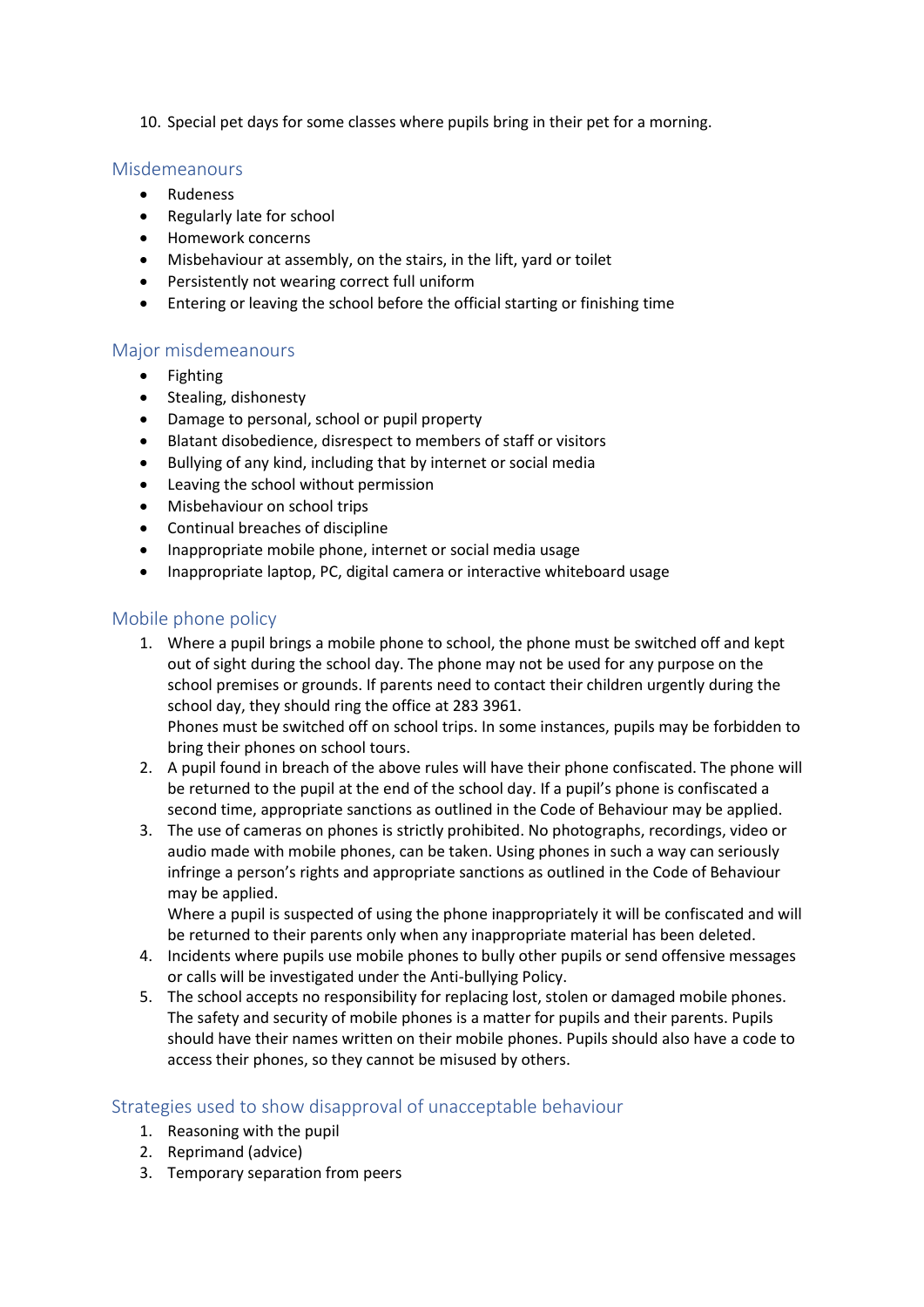10. Special pet days for some classes where pupils bring in their pet for a morning.

## Misdemeanours

- Rudeness
- Regularly late for school
- Homework concerns
- Misbehaviour at assembly, on the stairs, in the lift, yard or toilet
- Persistently not wearing correct full uniform
- Entering or leaving the school before the official starting or finishing time

## Major misdemeanours

- Fighting
- Stealing, dishonesty
- Damage to personal, school or pupil property
- Blatant disobedience, disrespect to members of staff or visitors
- Bullying of any kind, including that by internet or social media
- Leaving the school without permission
- Misbehaviour on school trips
- Continual breaches of discipline
- Inappropriate mobile phone, internet or social media usage
- Inappropriate laptop, PC, digital camera or interactive whiteboard usage

## Mobile phone policy

1. Where a pupil brings a mobile phone to school, the phone must be switched off and kept out of sight during the school day. The phone may not be used for any purpose on the school premises or grounds. If parents need to contact their children urgently during the school day, they should ring the office at 283 3961.
   Phones must be switched off on school trips. In some instances, pupils may be forbidden to bring their phones on school tours.
2. A pupil found in breach of the above rules will have their phone confiscated. The phone will be returned to the pupil at the end of the school day. If a pupil's phone is confiscated a second time, appropriate sanctions as outlined in the Code of Behaviour may be applied.
3. The use of cameras on phones is strictly prohibited. No photographs, recordings, video or audio made with mobile phones, can be taken. Using phones in such a way can seriously infringe a person's rights and appropriate sanctions as outlined in the Code of Behaviour may be applied.
   Where a pupil is suspected of using the phone inappropriately it will be confiscated and will be returned to their parents only when any inappropriate material has been deleted.
4. Incidents where pupils use mobile phones to bully other pupils or send offensive messages or calls will be investigated under the Anti-bullying Policy.
5. The school accepts no responsibility for replacing lost, stolen or damaged mobile phones. The safety and security of mobile phones is a matter for pupils and their parents. Pupils should have their names written on their mobile phones. Pupils should also have a code to access their phones, so they cannot be misused by others.

## Strategies used to show disapproval of unacceptable behaviour

1. Reasoning with the pupil
2. Reprimand (advice)
3. Temporary separation from peers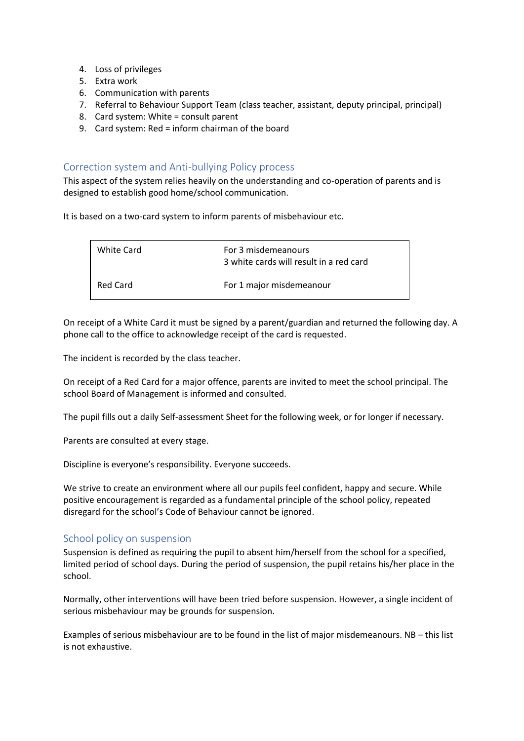4. Loss of privileges
5. Extra work
6. Communication with parents
7. Referral to Behaviour Support Team (class teacher, assistant, deputy principal, principal)
8. Card system: White = consult parent
9. Card system: Red = inform chairman of the board

## Correction system and Anti-bullying Policy process

This aspect of the system relies heavily on the understanding and co-operation of parents and is designed to establish good home/school communication.

It is based on a two-card system to inform parents of misbehaviour etc.

| | |
|---|---|
| White Card | For 3 misdemeanours<br>3 white cards will result in a red card |
| Red Card | For 1 major misdemeanour |

On receipt of a White Card it must be signed by a parent/guardian and returned the following day. A phone call to the office to acknowledge receipt of the card is requested.

The incident is recorded by the class teacher.

On receipt of a Red Card for a major offence, parents are invited to meet the school principal. The school Board of Management is informed and consulted.

The pupil fills out a daily Self-assessment Sheet for the following week, or for longer if necessary.

Parents are consulted at every stage.

Discipline is everyone's responsibility. Everyone succeeds.

We strive to create an environment where all our pupils feel confident, happy and secure. While positive encouragement is regarded as a fundamental principle of the school policy, repeated disregard for the school's Code of Behaviour cannot be ignored.

## School policy on suspension

Suspension is defined as requiring the pupil to absent him/herself from the school for a specified, limited period of school days. During the period of suspension, the pupil retains his/her place in the school.

Normally, other interventions will have been tried before suspension. However, a single incident of serious misbehaviour may be grounds for suspension.

Examples of serious misbehaviour are to be found in the list of major misdemeanours. NB – this list is not exhaustive.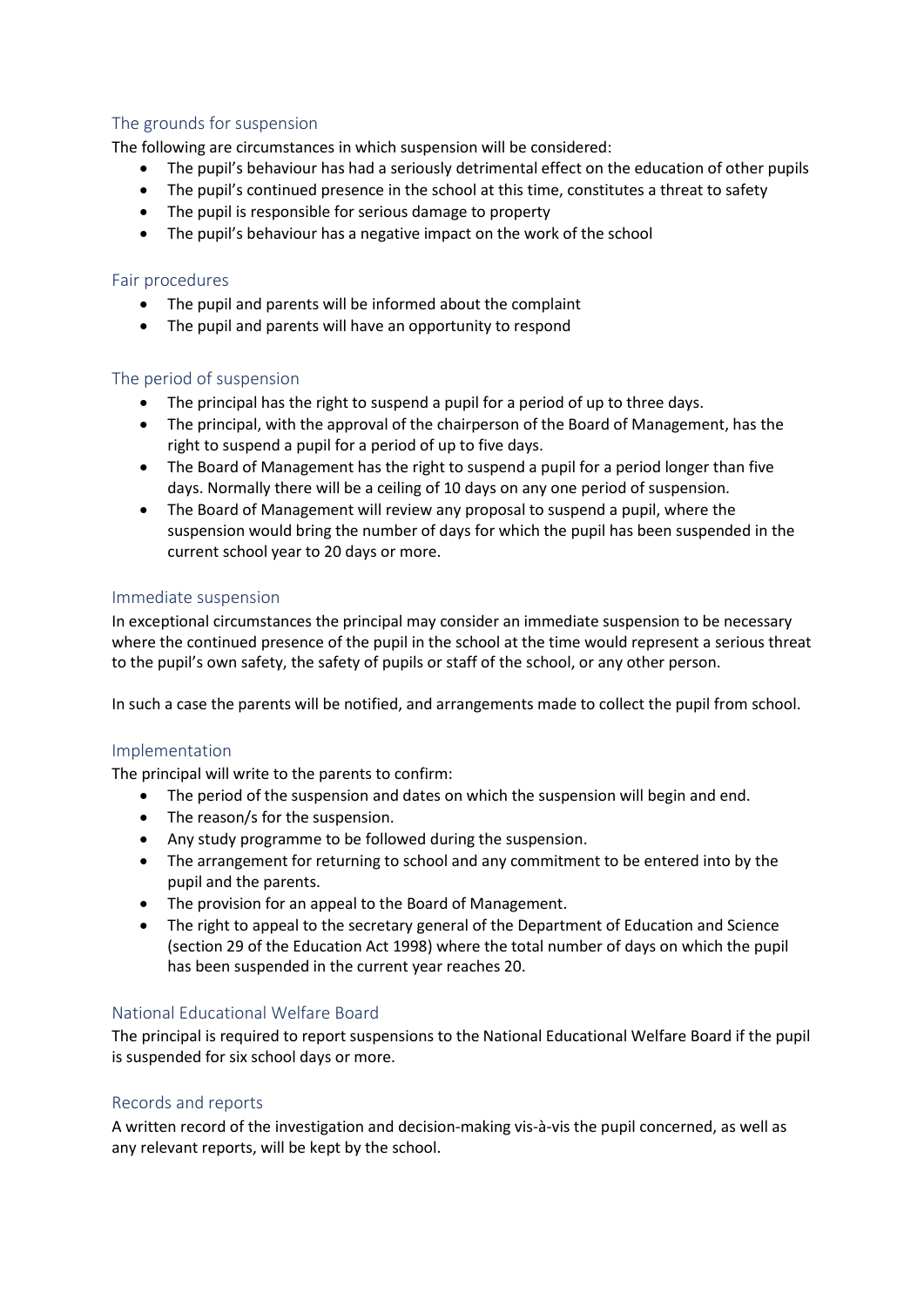## The grounds for suspension

The following are circumstances in which suspension will be considered:

- The pupil's behaviour has had a seriously detrimental effect on the education of other pupils
- The pupil's continued presence in the school at this time, constitutes a threat to safety
- The pupil is responsible for serious damage to property
- The pupil's behaviour has a negative impact on the work of the school

## Fair procedures

- The pupil and parents will be informed about the complaint
- The pupil and parents will have an opportunity to respond

## The period of suspension

- The principal has the right to suspend a pupil for a period of up to three days.
- The principal, with the approval of the chairperson of the Board of Management, has the right to suspend a pupil for a period of up to five days.
- The Board of Management has the right to suspend a pupil for a period longer than five days. Normally there will be a ceiling of 10 days on any one period of suspension.
- The Board of Management will review any proposal to suspend a pupil, where the suspension would bring the number of days for which the pupil has been suspended in the current school year to 20 days or more.

## Immediate suspension

In exceptional circumstances the principal may consider an immediate suspension to be necessary where the continued presence of the pupil in the school at the time would represent a serious threat to the pupil's own safety, the safety of pupils or staff of the school, or any other person.

In such a case the parents will be notified, and arrangements made to collect the pupil from school.

## Implementation

The principal will write to the parents to confirm:

- The period of the suspension and dates on which the suspension will begin and end.
- The reason/s for the suspension.
- Any study programme to be followed during the suspension.
- The arrangement for returning to school and any commitment to be entered into by the pupil and the parents.
- The provision for an appeal to the Board of Management.
- The right to appeal to the secretary general of the Department of Education and Science (section 29 of the Education Act 1998) where the total number of days on which the pupil has been suspended in the current year reaches 20.

## National Educational Welfare Board

The principal is required to report suspensions to the National Educational Welfare Board if the pupil is suspended for six school days or more.

## Records and reports

A written record of the investigation and decision-making vis-à-vis the pupil concerned, as well as any relevant reports, will be kept by the school.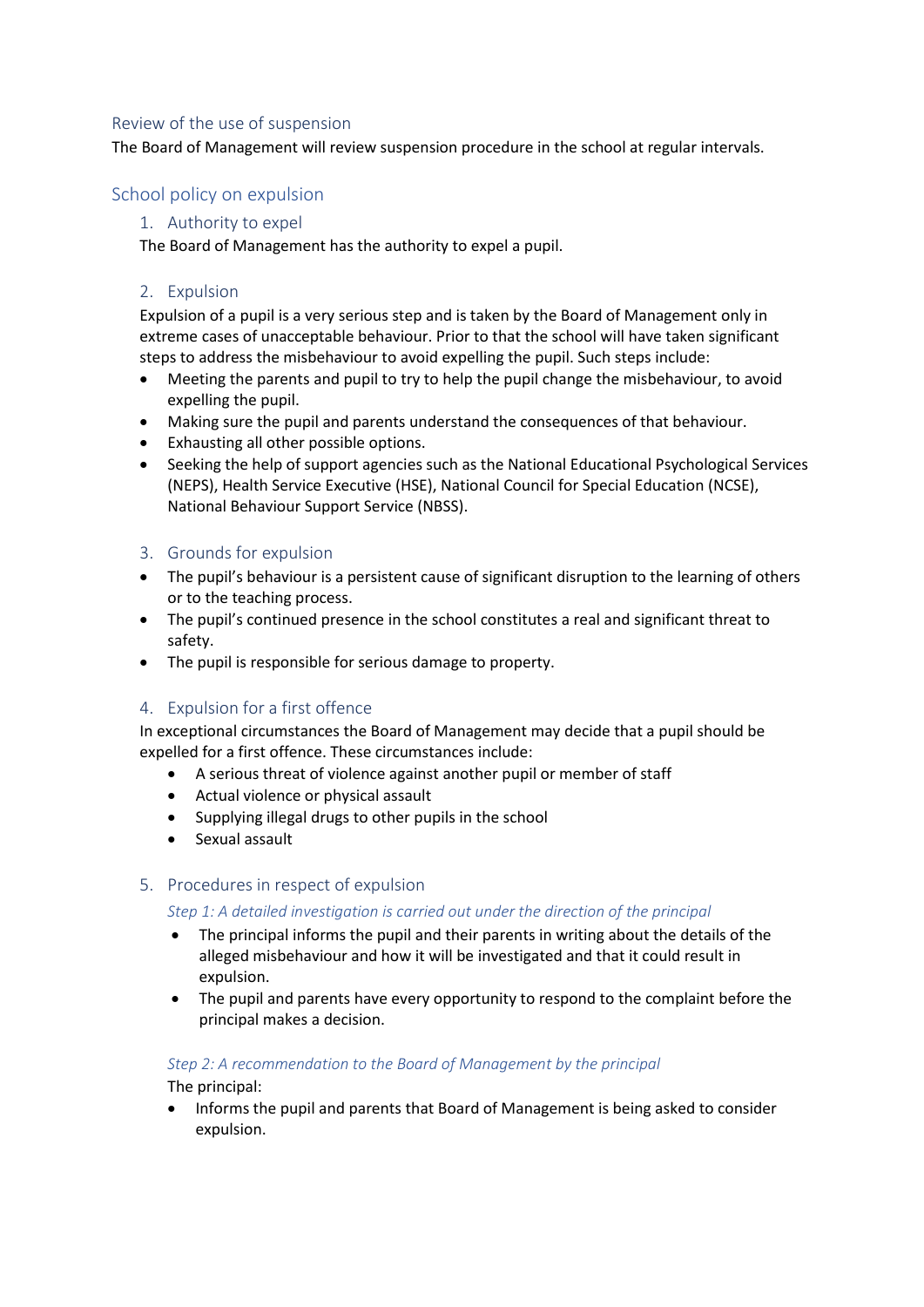## Review of the use of suspension

The Board of Management will review suspension procedure in the school at regular intervals.

## School policy on expulsion

### 1. Authority to expel

The Board of Management has the authority to expel a pupil.

### 2. Expulsion

Expulsion of a pupil is a very serious step and is taken by the Board of Management only in extreme cases of unacceptable behaviour. Prior to that the school will have taken significant steps to address the misbehaviour to avoid expelling the pupil. Such steps include:

- Meeting the parents and pupil to try to help the pupil change the misbehaviour, to avoid expelling the pupil.
- Making sure the pupil and parents understand the consequences of that behaviour.
- Exhausting all other possible options.
- Seeking the help of support agencies such as the National Educational Psychological Services (NEPS), Health Service Executive (HSE), National Council for Special Education (NCSE), National Behaviour Support Service (NBSS).

### 3. Grounds for expulsion

- The pupil's behaviour is a persistent cause of significant disruption to the learning of others or to the teaching process.
- The pupil's continued presence in the school constitutes a real and significant threat to safety.
- The pupil is responsible for serious damage to property.

### 4. Expulsion for a first offence

In exceptional circumstances the Board of Management may decide that a pupil should be expelled for a first offence. These circumstances include:

- A serious threat of violence against another pupil or member of staff
- Actual violence or physical assault
- Supplying illegal drugs to other pupils in the school
- Sexual assault

### 5. Procedures in respect of expulsion

*Step 1: A detailed investigation is carried out under the direction of the principal*

- The principal informs the pupil and their parents in writing about the details of the alleged misbehaviour and how it will be investigated and that it could result in expulsion.
- The pupil and parents have every opportunity to respond to the complaint before the principal makes a decision.

*Step 2: A recommendation to the Board of Management by the principal*

The principal:

- Informs the pupil and parents that Board of Management is being asked to consider expulsion.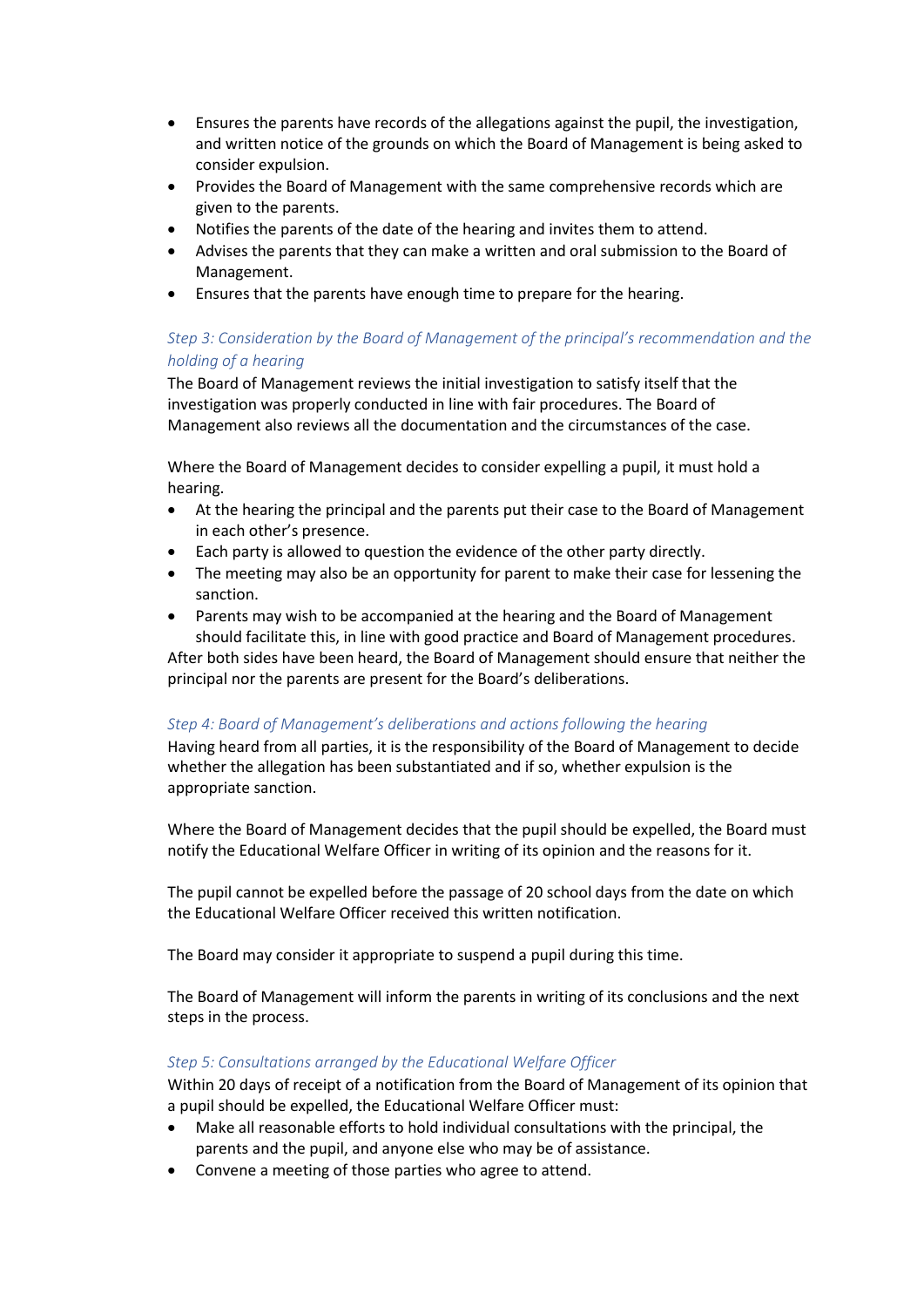- Ensures the parents have records of the allegations against the pupil, the investigation, and written notice of the grounds on which the Board of Management is being asked to consider expulsion.
- Provides the Board of Management with the same comprehensive records which are given to the parents.
- Notifies the parents of the date of the hearing and invites them to attend.
- Advises the parents that they can make a written and oral submission to the Board of Management.
- Ensures that the parents have enough time to prepare for the hearing.

*Step 3: Consideration by the Board of Management of the principal's recommendation and the holding of a hearing*

The Board of Management reviews the initial investigation to satisfy itself that the investigation was properly conducted in line with fair procedures. The Board of Management also reviews all the documentation and the circumstances of the case.

Where the Board of Management decides to consider expelling a pupil, it must hold a hearing.

- At the hearing the principal and the parents put their case to the Board of Management in each other's presence.
- Each party is allowed to question the evidence of the other party directly.
- The meeting may also be an opportunity for parent to make their case for lessening the sanction.
- Parents may wish to be accompanied at the hearing and the Board of Management should facilitate this, in line with good practice and Board of Management procedures.

After both sides have been heard, the Board of Management should ensure that neither the principal nor the parents are present for the Board's deliberations.

*Step 4: Board of Management's deliberations and actions following the hearing*

Having heard from all parties, it is the responsibility of the Board of Management to decide whether the allegation has been substantiated and if so, whether expulsion is the appropriate sanction.

Where the Board of Management decides that the pupil should be expelled, the Board must notify the Educational Welfare Officer in writing of its opinion and the reasons for it.

The pupil cannot be expelled before the passage of 20 school days from the date on which the Educational Welfare Officer received this written notification.

The Board may consider it appropriate to suspend a pupil during this time.

The Board of Management will inform the parents in writing of its conclusions and the next steps in the process.

*Step 5: Consultations arranged by the Educational Welfare Officer*

Within 20 days of receipt of a notification from the Board of Management of its opinion that a pupil should be expelled, the Educational Welfare Officer must:

- Make all reasonable efforts to hold individual consultations with the principal, the parents and the pupil, and anyone else who may be of assistance.
- Convene a meeting of those parties who agree to attend.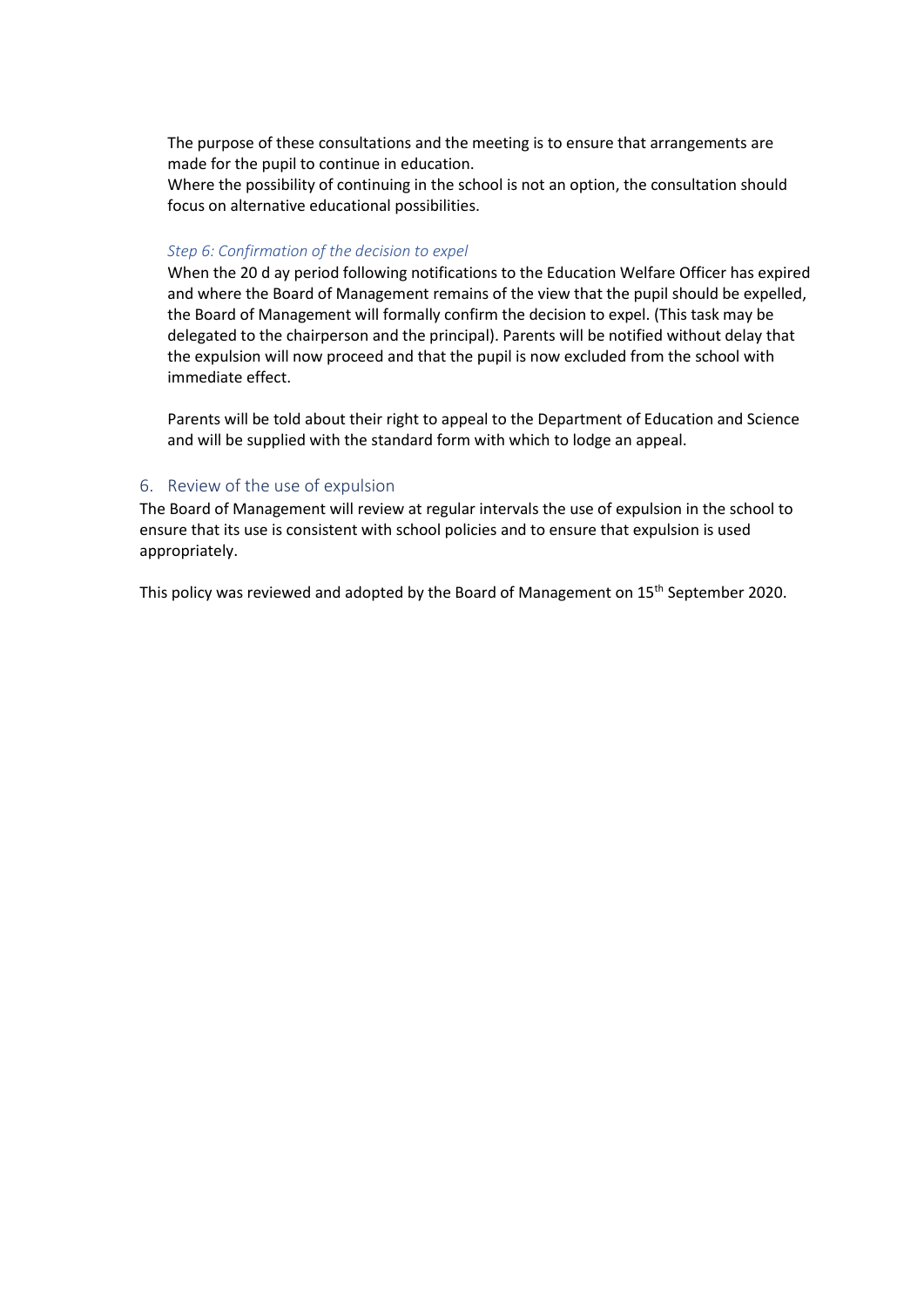The purpose of these consultations and the meeting is to ensure that arrangements are made for the pupil to continue in education.
Where the possibility of continuing in the school is not an option, the consultation should focus on alternative educational possibilities.

*Step 6: Confirmation of the decision to expel*

When the 20 d ay period following notifications to the Education Welfare Officer has expired and where the Board of Management remains of the view that the pupil should be expelled, the Board of Management will formally confirm the decision to expel. (This task may be delegated to the chairperson and the principal). Parents will be notified without delay that the expulsion will now proceed and that the pupil is now excluded from the school with immediate effect.

Parents will be told about their right to appeal to the Department of Education and Science and will be supplied with the standard form with which to lodge an appeal.

## 6. Review of the use of expulsion

The Board of Management will review at regular intervals the use of expulsion in the school to ensure that its use is consistent with school policies and to ensure that expulsion is used appropriately.

This policy was reviewed and adopted by the Board of Management on 15th September 2020.